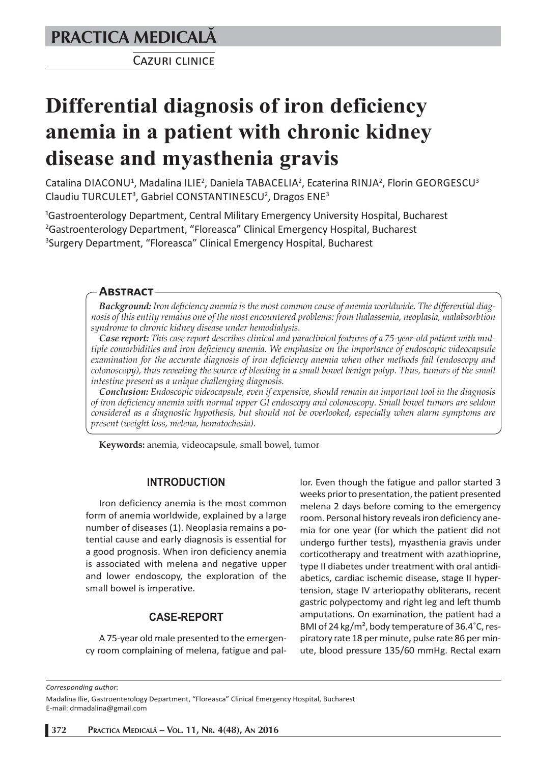PRACTICA MEDICALĂ

Cazuri clinice

# Differential diagnosis of iron deficiency anemia in a patient with chronic kidney disease and myasthenia gravis

Catalina DIACONU[1], Madalina ILIE[2], Daniela TABACELIA[2], Ecaterina RINJA[2], Florin GEORGESCU[3] Claudiu TURCULET[3], Gabriel CONSTANTINESCU[2], Dragos ENE[3]

[1]Gastroenterology Department, Central Military Emergency University Hospital, Bucharest
[2]Gastroenterology Department, "Floreasca" Clinical Emergency Hospital, Bucharest
[3]Surgery Department, "Floreasca" Clinical Emergency Hospital, Bucharest

## Abstract

***Background:*** *Iron deficiency anemia is the most common cause of anemia worldwide. The differential diagnosis of this entity remains one of the most encountered problems: from thalassemia, neoplasia, malabsorbtion syndrome to chronic kidney disease under hemodialysis.*

***Case report:*** *This case report describes clinical and paraclinical features of a 75-year-old patient with multiple comorbidities and iron deficiency anemia. We emphasize on the importance of endoscopic videocapsule examination for the accurate diagnosis of iron deficiency anemia when other methods fail (endoscopy and colonoscopy), thus revealing the source of bleeding in a small bowel benign polyp. Thus, tumors of the small intestine present as a unique challenging diagnosis.*

***Conclusion:*** *Endoscopic videocapsule, even if expensive, should remain an important tool in the diagnosis of iron deficiency anemia with normal upper GI endoscopy and colonoscopy. Small bowel tumors are seldom considered as a diagnostic hypothesis, but should not be overlooked, especially when alarm symptoms are present (weight loss, melena, hematochesia).*

**Keywords:** anemia, videocapsule, small bowel, tumor

## INTRODUCTION

Iron deficiency anemia is the most common form of anemia worldwide, explained by a large number of diseases (1). Neoplasia remains a potential cause and early diagnosis is essential for a good prognosis. When iron deficiency anemia is associated with melena and negative upper and lower endoscopy, the exploration of the small bowel is imperative.

## CASE-REPORT

A 75-year old male presented to the emergency room complaining of melena, fatigue and pallor. Even though the fatigue and pallor started 3 weeks prior to presentation, the patient presented melena 2 days before coming to the emergency room. Personal history reveals iron deficiency anemia for one year (for which the patient did not undergo further tests), myasthenia gravis under corticotherapy and treatment with azathioprine, type II diabetes under treatment with oral antidiabetics, cardiac ischemic disease, stage II hypertension, stage IV arteriopathy obliterans, recent gastric polypectomy and right leg and left thumb amputations. On examination, the patient had a BMI of 24 kg/m², body temperature of 36.4˚C, respiratory rate 18 per minute, pulse rate 86 per minute, blood pressure 135/60 mmHg. Rectal exam

*Corresponding author:*

Madalina Ilie, Gastroenterology Department, "Floreasca" Clinical Emergency Hospital, Bucharest
E-mail: drmadalina@gmail.com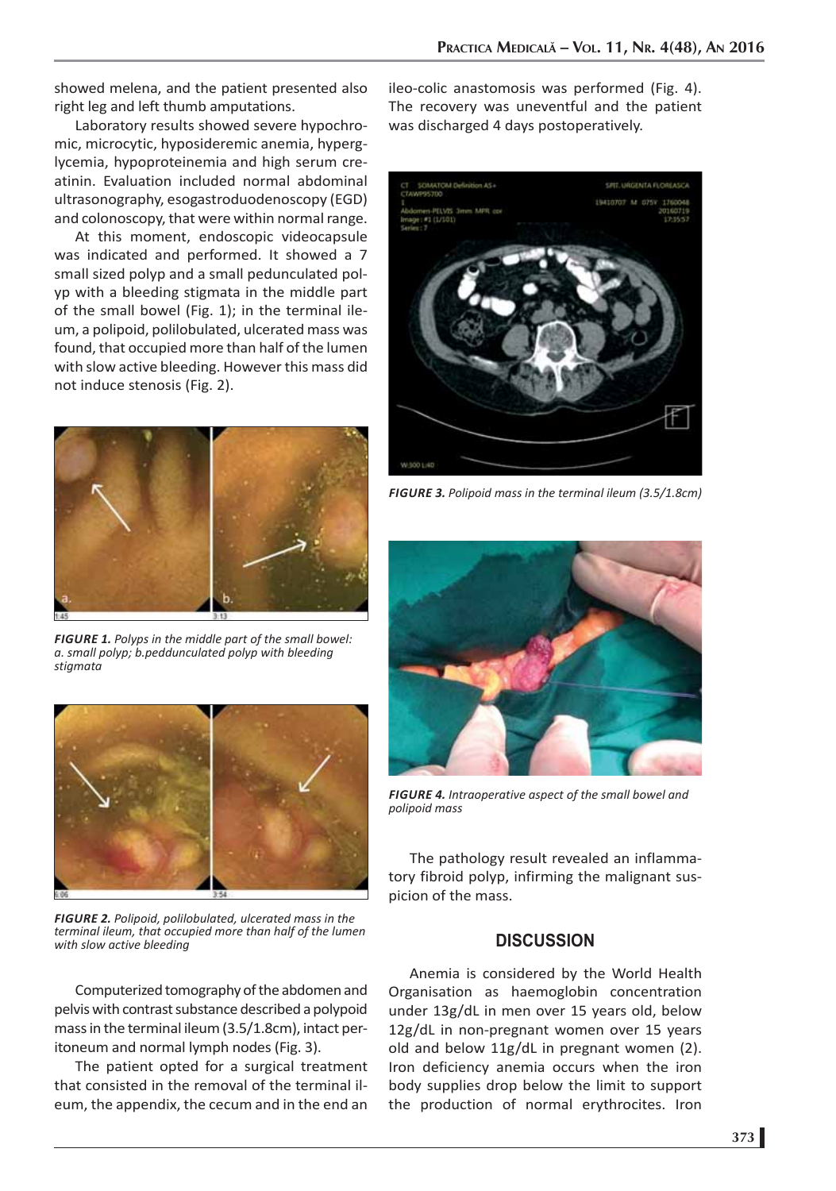showed melena, and the patient presented also right leg and left thumb amputations.

Laboratory results showed severe hypochromic, microcytic, hyposideremic anemia, hyperglycemia, hypoproteinemia and high serum creatinin. Evaluation included normal abdominal ultrasonography, esogastroduodenoscopy (EGD) and colonoscopy, that were within normal range.

At this moment, endoscopic videocapsule was indicated and performed. It showed a 7 small sized polyp and a small pedunculated polyp with a bleeding stigmata in the middle part of the small bowel (Fig. 1); in the terminal ileum, a polipoid, polilobulated, ulcerated mass was found, that occupied more than half of the lumen with slow active bleeding. However this mass did not induce stenosis (Fig. 2).

***FIGURE 1.*** *Polyps in the middle part of the small bowel: a. small polyp; b.peddunculated polyp with bleeding stigmata*

***FIGURE 2.*** *Polipoid, polilobulated, ulcerated mass in the terminal ileum, that occupied more than half of the lumen with slow active bleeding*

Computerized tomography of the abdomen and pelvis with contrast substance described a polypoid mass in the terminal ileum (3.5/1.8cm), intact peritoneum and normal lymph nodes (Fig. 3).

The patient opted for a surgical treatment that consisted in the removal of the terminal ileum, the appendix, the cecum and in the end an ileo-colic anastomosis was performed (Fig. 4). The recovery was uneventful and the patient was discharged 4 days postoperatively.

***FIGURE 3.*** *Polipoid mass in the terminal ileum (3.5/1.8cm)*

***FIGURE 4.*** *Intraoperative aspect of the small bowel and polipoid mass*

The pathology result revealed an inflammatory fibroid polyp, infirming the malignant suspicion of the mass.

## DISCUSSION

Anemia is considered by the World Health Organisation as haemoglobin concentration under 13g/dL in men over 15 years old, below 12g/dL in non-pregnant women over 15 years old and below 11g/dL in pregnant women (2). Iron deficiency anemia occurs when the iron body supplies drop below the limit to support the production of normal erythrocites. Iron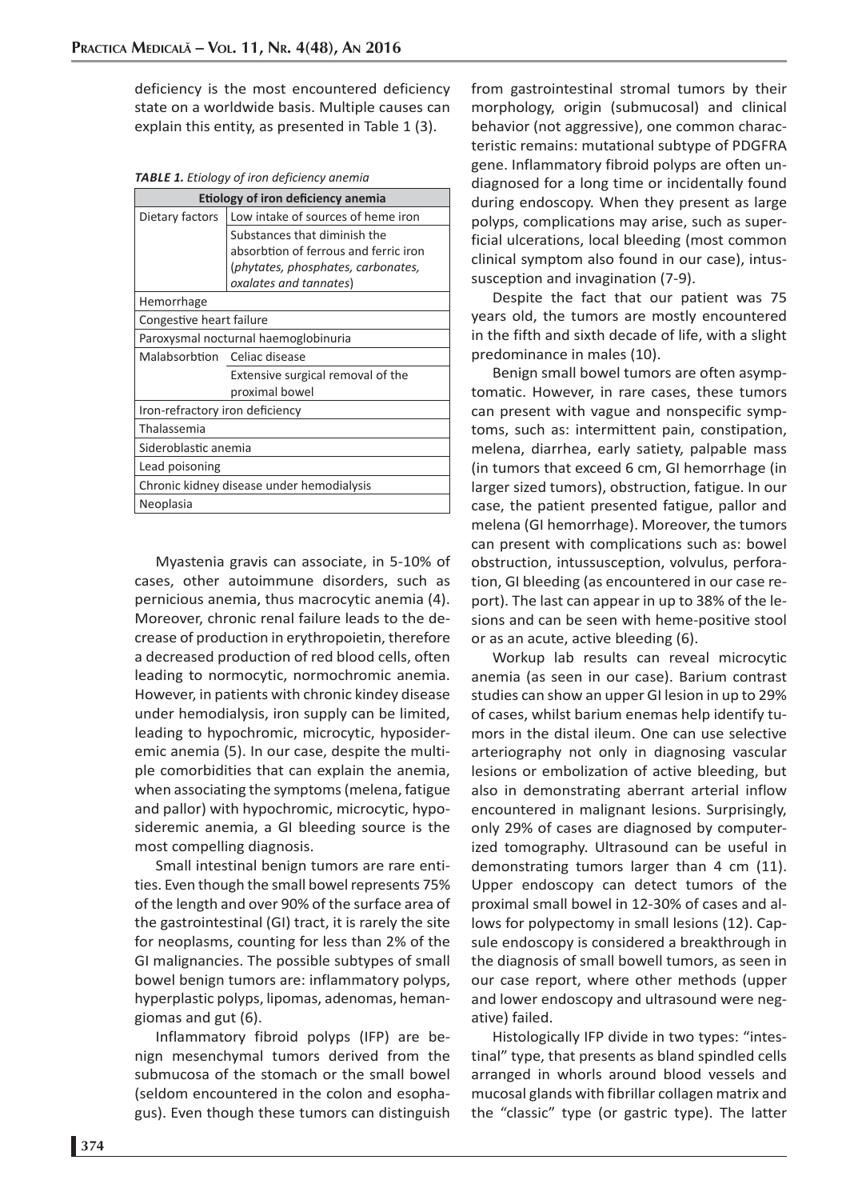deficiency is the most encountered deficiency state on a worldwide basis. Multiple causes can explain this entity, as presented in Table 1 (3).

***TABLE 1.*** *Etiology of iron deficiency anemia*

| Etiology of iron deficiency anemia | |
|---|---|
| Dietary factors | Low intake of sources of heme iron |
| | Substances that diminish the absorbtion of ferrous and ferric iron (*phytates, phosphates, carbonates, oxalates and tannates*) |
| Hemorrhage | |
| Congestive heart failure | |
| Paroxysmal nocturnal haemoglobinuria | |
| Malabsorbtion | Celiac disease |
| | Extensive surgical removal of the proximal bowel |
| Iron-refractory iron deficiency | |
| Thalassemia | |
| Sideroblastic anemia | |
| Lead poisoning | |
| Chronic kidney disease under hemodialysis | |
| Neoplasia | |

Myastenia gravis can associate, in 5-10% of cases, other autoimmune disorders, such as pernicious anemia, thus macrocytic anemia (4). Moreover, chronic renal failure leads to the decrease of production in erythropoietin, therefore a decreased production of red blood cells, often leading to normocytic, normochromic anemia. However, in patients with chronic kindey disease under hemodialysis, iron supply can be limited, leading to hypochromic, microcytic, hyposideremic anemia (5). In our case, despite the multiple comorbidities that can explain the anemia, when associating the symptoms (melena, fatigue and pallor) with hypochromic, microcytic, hyposideremic anemia, a GI bleeding source is the most compelling diagnosis.

Small intestinal benign tumors are rare entities. Even though the small bowel represents 75% of the length and over 90% of the surface area of the gastrointestinal (GI) tract, it is rarely the site for neoplasms, counting for less than 2% of the GI malignancies. The possible subtypes of small bowel benign tumors are: inflammatory polyps, hyperplastic polyps, lipomas, adenomas, hemangiomas and gut (6).

Inflammatory fibroid polyps (IFP) are benign mesenchymal tumors derived from the submucosa of the stomach or the small bowel (seldom encountered in the colon and esophagus). Even though these tumors can distinguish from gastrointestinal stromal tumors by their morphology, origin (submucosal) and clinical behavior (not aggressive), one common characteristic remains: mutational subtype of PDGFRA gene. Inflammatory fibroid polyps are often undiagnosed for a long time or incidentally found during endoscopy. When they present as large polyps, complications may arise, such as superficial ulcerations, local bleeding (most common clinical symptom also found in our case), intussusception and invagination (7-9).

Despite the fact that our patient was 75 years old, the tumors are mostly encountered in the fifth and sixth decade of life, with a slight predominance in males (10).

Benign small bowel tumors are often asymptomatic. However, in rare cases, these tumors can present with vague and nonspecific symptoms, such as: intermittent pain, constipation, melena, diarrhea, early satiety, palpable mass (in tumors that exceed 6 cm, GI hemorrhage (in larger sized tumors), obstruction, fatigue. In our case, the patient presented fatigue, pallor and melena (GI hemorrhage). Moreover, the tumors can present with complications such as: bowel obstruction, intussusception, volvulus, perforation, GI bleeding (as encountered in our case report). The last can appear in up to 38% of the lesions and can be seen with heme-positive stool or as an acute, active bleeding (6).

Workup lab results can reveal microcytic anemia (as seen in our case). Barium contrast studies can show an upper GI lesion in up to 29% of cases, whilst barium enemas help identify tumors in the distal ileum. One can use selective arteriography not only in diagnosing vascular lesions or embolization of active bleeding, but also in demonstrating aberrant arterial inflow encountered in malignant lesions. Surprisingly, only 29% of cases are diagnosed by computerized tomography. Ultrasound can be useful in demonstrating tumors larger than 4 cm (11). Upper endoscopy can detect tumors of the proximal small bowel in 12-30% of cases and allows for polypectomy in small lesions (12). Capsule endoscopy is considered a breakthrough in the diagnosis of small bowell tumors, as seen in our case report, where other methods (upper and lower endoscopy and ultrasound were negative) failed.

Histologically IFP divide in two types: "intestinal" type, that presents as bland spindled cells arranged in whorls around blood vessels and mucosal glands with fibrillar collagen matrix and the "classic" type (or gastric type). The latter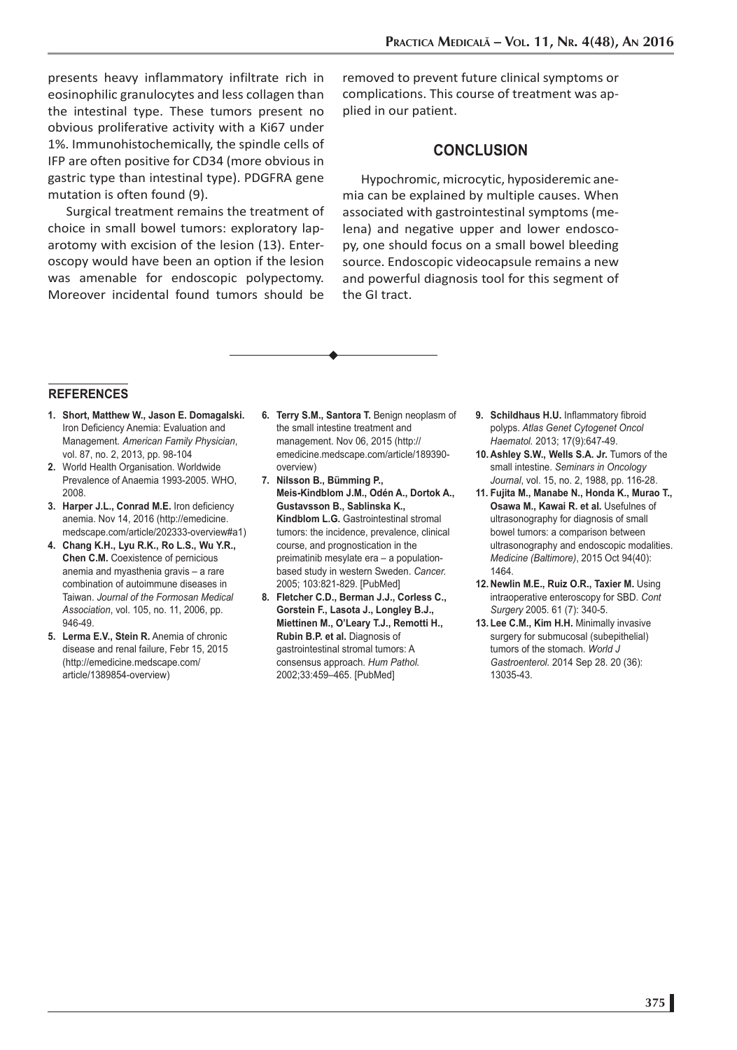presents heavy inflammatory infiltrate rich in eosinophilic granulocytes and less collagen than the intestinal type. These tumors present no obvious proliferative activity with a Ki67 under 1%. Immunohistochemically, the spindle cells of IFP are often positive for CD34 (more obvious in gastric type than intestinal type). PDGFRA gene mutation is often found (9).

Surgical treatment remains the treatment of choice in small bowel tumors: exploratory laparotomy with excision of the lesion (13). Enteroscopy would have been an option if the lesion was amenable for endoscopic polypectomy. Moreover incidental found tumors should be removed to prevent future clinical symptoms or complications. This course of treatment was applied in our patient.

## CONCLUSION

Hypochromic, microcytic, hyposideremic anemia can be explained by multiple causes. When associated with gastrointestinal symptoms (melena) and negative upper and lower endoscopy, one should focus on a small bowel bleeding source. Endoscopic videocapsule remains a new and powerful diagnosis tool for this segment of the GI tract.

## REFERENCES

1. **Short, Matthew W., Jason E. Domagalski.** Iron Deficiency Anemia: Evaluation and Management. *American Family Physician*, vol. 87, no. 2, 2013, pp. 98-104
2. World Health Organisation. Worldwide Prevalence of Anaemia 1993-2005. WHO, 2008.
3. **Harper J.L., Conrad M.E.** Iron deficiency anemia. Nov 14, 2016 (http://emedicine.medscape.com/article/202333-overview#a1)
4. **Chang K.H., Lyu R.K., Ro L.S., Wu Y.R., Chen C.M.** Coexistence of pernicious anemia and myasthenia gravis – a rare combination of autoimmune diseases in Taiwan. *Journal of the Formosan Medical Association*, vol. 105, no. 11, 2006, pp. 946-49.
5. **Lerma E.V., Stein R.** Anemia of chronic disease and renal failure, Febr 15, 2015 (http://emedicine.medscape.com/article/1389854-overview)
6. **Terry S.M., Santora T.** Benign neoplasm of the small intestine treatment and management. Nov 06, 2015 (http://emedicine.medscape.com/article/189390-overview)
7. **Nilsson B., Bümming P., Meis-Kindblom J.M., Odén A., Dortok A., Gustavsson B., Sablinska K., Kindblom L.G.** Gastrointestinal stromal tumors: the incidence, prevalence, clinical course, and prognostication in the preimatinib mesylate era – a population-based study in western Sweden. *Cancer.* 2005; 103:821-829. [PubMed]
8. **Fletcher C.D., Berman J.J., Corless C., Gorstein F., Lasota J., Longley B.J., Miettinen M., O'Leary T.J., Remotti H., Rubin B.P. et al.** Diagnosis of gastrointestinal stromal tumors: A consensus approach. *Hum Pathol.* 2002;33:459–465. [PubMed]
9. **Schildhaus H.U.** Inflammatory fibroid polyps. *Atlas Genet Cytogenet Oncol Haematol.* 2013; 17(9):647-49.
10. **Ashley S.W., Wells S.A. Jr.** Tumors of the small intestine. *Seminars in Oncology Journal*, vol. 15, no. 2, 1988, pp. 116-28.
11. **Fujita M., Manabe N., Honda K., Murao T., Osawa M., Kawai R. et al.** Usefulnes of ultrasonography for diagnosis of small bowel tumors: a comparison between ultrasonography and endoscopic modalities. *Medicine (Baltimore)*, 2015 Oct 94(40): 1464.
12. **Newlin M.E., Ruiz O.R., Taxier M.** Using intraoperative enteroscopy for SBD. *Cont Surgery* 2005. 61 (7): 340-5.
13. **Lee C.M., Kim H.H.** Minimally invasive surgery for submucosal (subepithelial) tumors of the stomach. *World J Gastroenterol.* 2014 Sep 28. 20 (36): 13035-43.